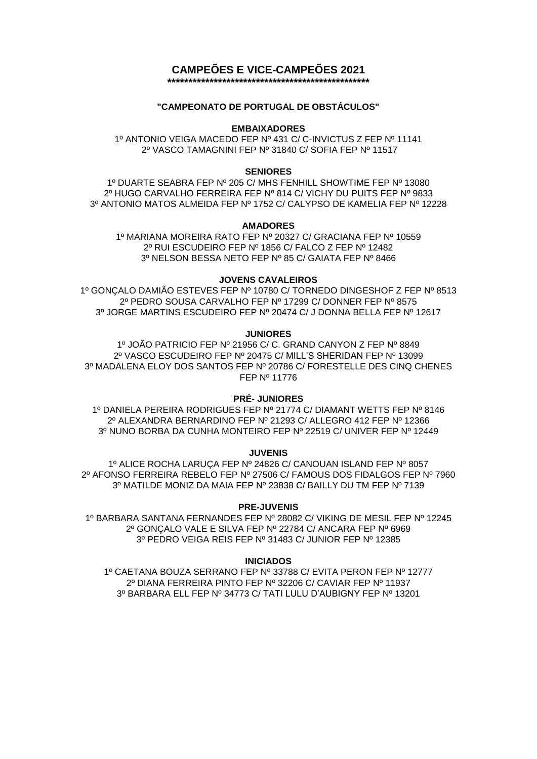# CAMPEÕES E VICE-CAMPEÕES 2021

**************************************************

## "CAMPEONATO DE PORTUGAL DE OBSTÁCULOS"

### EMBAIXADORES

1º ANTONIO VEIGA MACEDO FEP Nº 431 C/ C-INVICTUS Z FEP Nº 11141
2º VASCO TAMAGNINI FEP Nº 31840 C/ SOFIA FEP Nº 11517

### SENIORES

1º DUARTE SEABRA FEP Nº 205 C/ MHS FENHILL SHOWTIME FEP Nº 13080
2º HUGO CARVALHO FERREIRA FEP Nº 814 C/ VICHY DU PUITS FEP Nº 9833
3º ANTONIO MATOS ALMEIDA FEP Nº 1752 C/ CALYPSO DE KAMELIA FEP Nº 12228

### AMADORES

1º MARIANA MOREIRA RATO FEP Nº 20327 C/ GRACIANA FEP Nº 10559
2º RUI ESCUDEIRO FEP Nº 1856 C/ FALCO Z FEP Nº 12482
3º NELSON BESSA NETO FEP Nº 85 C/ GAIATA FEP Nº 8466

### JOVENS CAVALEIROS

1º GONÇALO DAMIÃO ESTEVES FEP Nº 10780 C/ TORNEDO DINGESHOF Z FEP Nº 8513
2º PEDRO SOUSA CARVALHO FEP Nº 17299 C/ DONNER FEP Nº 8575
3º JORGE MARTINS ESCUDEIRO FEP Nº 20474 C/ J DONNA BELLA FEP Nº 12617

### JUNIORES

1º JOÃO PATRICIO FEP Nº 21956 C/ C. GRAND CANYON Z FEP Nº 8849
2º VASCO ESCUDEIRO FEP Nº 20475 C/ MILL'S SHERIDAN FEP Nº 13099
3º MADALENA ELOY DOS SANTOS FEP Nº 20786 C/ FORESTELLE DES CINQ CHENES FEP Nº 11776

### PRÉ- JUNIORES

1º DANIELA PEREIRA RODRIGUES FEP Nº 21774 C/ DIAMANT WETTS FEP Nº 8146
2º ALEXANDRA BERNARDINO FEP Nº 21293 C/ ALLEGRO 412 FEP Nº 12366
3º NUNO BORBA DA CUNHA MONTEIRO FEP Nº 22519 C/ UNIVER FEP Nº 12449

### JUVENIS

1º ALICE ROCHA LARUÇA FEP Nº 24826 C/ CANOUAN ISLAND FEP Nº 8057
2º AFONSO FERREIRA REBELO FEP Nº 27506 C/ FAMOUS DOS FIDALGOS FEP Nº 7960
3º MATILDE MONIZ DA MAIA FEP Nº 23838 C/ BAILLY DU TM FEP Nº 7139

### PRE-JUVENIS

1º BARBARA SANTANA FERNANDES FEP Nº 28082 C/ VIKING DE MESIL FEP Nº 12245
2º GONÇALO VALE E SILVA FEP Nº 22784 C/ ANCARA FEP Nº 6969
3º PEDRO VEIGA REIS FEP Nº 31483 C/ JUNIOR FEP Nº 12385

### INICIADOS

1º CAETANA BOUZA SERRANO FEP Nº 33788 C/ EVITA PERON FEP Nº 12777
2º DIANA FERREIRA PINTO FEP Nº 32206 C/ CAVIAR FEP Nº 11937
3º BARBARA ELL FEP Nº 34773 C/ TATI LULU D'AUBIGNY FEP Nº 13201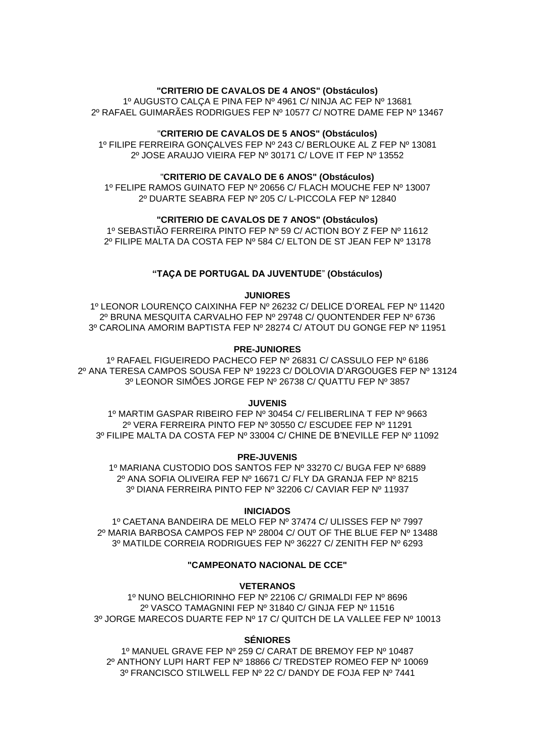**"CRITERIO DE CAVALOS DE 4 ANOS" (Obstáculos)**

1º AUGUSTO CALÇA E PINA FEP Nº 4961 C/ NINJA AC FEP Nº 13681
2º RAFAEL GUIMARÃES RODRIGUES FEP Nº 10577 C/ NOTRE DAME FEP Nº 13467

**"CRITERIO DE CAVALOS DE 5 ANOS" (Obstáculos)**

1º FILIPE FERREIRA GONÇALVES FEP Nº 243 C/ BERLOUKE AL Z FEP Nº 13081
2º JOSE ARAUJO VIEIRA FEP Nº 30171 C/ LOVE IT FEP Nº 13552

**"CRITERIO DE CAVALO DE 6 ANOS" (Obstáculos)**

1º FELIPE RAMOS GUINATO FEP Nº 20656 C/ FLACH MOUCHE FEP Nº 13007
2º DUARTE SEABRA FEP Nº 205 C/ L-PICCOLA FEP Nº 12840

**"CRITERIO DE CAVALOS DE 7 ANOS" (Obstáculos)**

1º SEBASTIÃO FERREIRA PINTO FEP Nº 59 C/ ACTION BOY Z FEP Nº 11612
2º FILIPE MALTA DA COSTA FEP Nº 584 C/ ELTON DE ST JEAN FEP Nº 13178

**"TAÇA DE PORTUGAL DA JUVENTUDE" (Obstáculos)**

**JUNIORES**

1º LEONOR LOURENÇO CAIXINHA FEP Nº 26232 C/ DELICE D'OREAL FEP Nº 11420
2º BRUNA MESQUITA CARVALHO FEP Nº 29748 C/ QUONTENDER FEP Nº 6736
3º CAROLINA AMORIM BAPTISTA FEP Nº 28274 C/ ATOUT DU GONGE FEP Nº 11951

**PRE-JUNIORES**

1º RAFAEL FIGUEIREDO PACHECO FEP Nº 26831 C/ CASSULO FEP Nº 6186
2º ANA TERESA CAMPOS SOUSA FEP Nº 19223 C/ DOLOVIA D'ARGOUGES FEP Nº 13124
3º LEONOR SIMÕES JORGE FEP Nº 26738 C/ QUATTU FEP Nº 3857

**JUVENIS**

1º MARTIM GASPAR RIBEIRO FEP Nº 30454 C/ FELIBERLINA T FEP Nº 9663
2º VERA FERREIRA PINTO FEP Nº 30550 C/ ESCUDEE FEP Nº 11291
3º FILIPE MALTA DA COSTA FEP Nº 33004 C/ CHINE DE B'NEVILLE FEP Nº 11092

**PRE-JUVENIS**

1º MARIANA CUSTODIO DOS SANTOS FEP Nº 33270 C/ BUGA FEP Nº 6889
2º ANA SOFIA OLIVEIRA FEP Nº 16671 C/ FLY DA GRANJA FEP Nº 8215
3º DIANA FERREIRA PINTO FEP Nº 32206 C/ CAVIAR FEP Nº 11937

**INICIADOS**

1º CAETANA BANDEIRA DE MELO FEP Nº 37474 C/ ULISSES FEP Nº 7997
2º MARIA BARBOSA CAMPOS FEP Nº 28004 C/ OUT OF THE BLUE FEP Nº 13488
3º MATILDE CORREIA RODRIGUES FEP Nº 36227 C/ ZENITH FEP Nº 6293

**"CAMPEONATO NACIONAL DE CCE"**

**VETERANOS**

1º NUNO BELCHIORINHO FEP Nº 22106 C/ GRIMALDI FEP Nº 8696
2º VASCO TAMAGNINI FEP Nº 31840 C/ GINJA FEP Nº 11516
3º JORGE MARECOS DUARTE FEP Nº 17 C/ QUITCH DE LA VALLEE FEP Nº 10013

**SÉNIORES**

1º MANUEL GRAVE FEP Nº 259 C/ CARAT DE BREMOY FEP Nº 10487
2º ANTHONY LUPI HART FEP Nº 18866 C/ TREDSTEP ROMEO FEP Nº 10069
3º FRANCISCO STILWELL FEP Nº 22 C/ DANDY DE FOJA FEP Nº 7441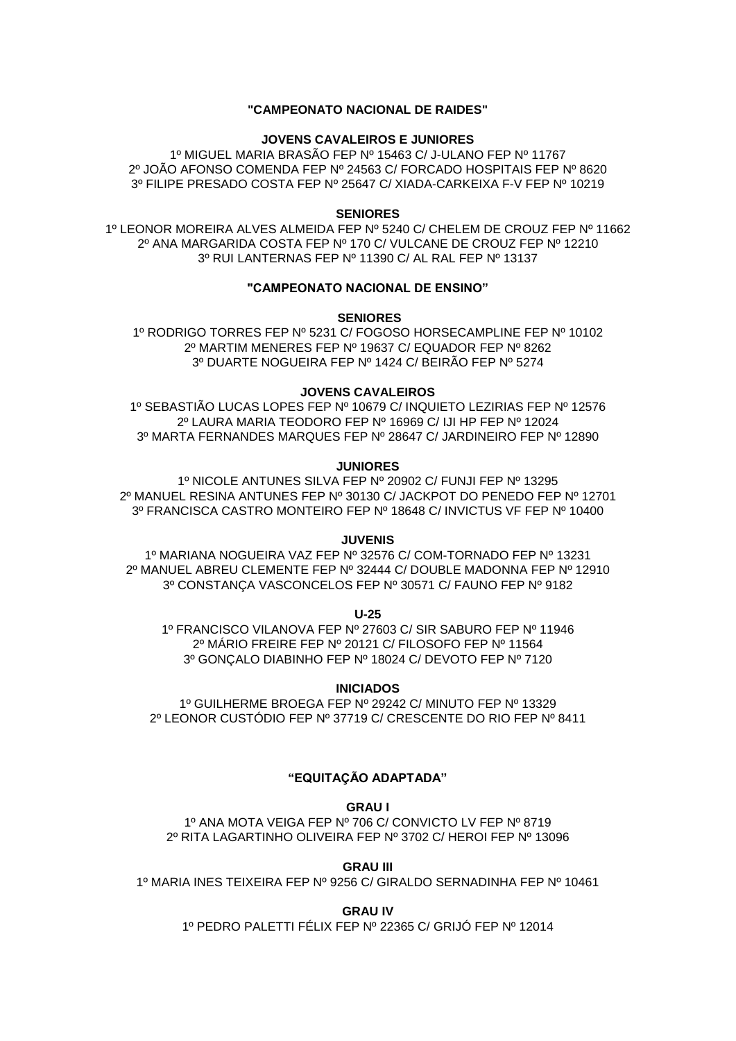## "CAMPEONATO NACIONAL DE RAIDES"

### JOVENS CAVALEIROS E JUNIORES

1º MIGUEL MARIA BRASÃO FEP Nº 15463 C/ J-ULANO FEP Nº 11767
2º JOÃO AFONSO COMENDA FEP Nº 24563 C/ FORCADO HOSPITAIS FEP Nº 8620
3º FILIPE PRESADO COSTA FEP Nº 25647 C/ XIADA-CARKEIXA F-V FEP Nº 10219

### SENIORES

1º LEONOR MOREIRA ALVES ALMEIDA FEP Nº 5240 C/ CHELEM DE CROUZ FEP Nº 11662
2º ANA MARGARIDA COSTA FEP Nº 170 C/ VULCANE DE CROUZ FEP Nº 12210
3º RUI LANTERNAS FEP Nº 11390 C/ AL RAL FEP Nº 13137

## "CAMPEONATO NACIONAL DE ENSINO"

### SENIORES

1º RODRIGO TORRES FEP Nº 5231 C/ FOGOSO HORSECAMPLINE FEP Nº 10102
2º MARTIM MENERES FEP Nº 19637 C/ EQUADOR FEP Nº 8262
3º DUARTE NOGUEIRA FEP Nº 1424 C/ BEIRÃO FEP Nº 5274

### JOVENS CAVALEIROS

1º SEBASTIÃO LUCAS LOPES FEP Nº 10679 C/ INQUIETO LEZIRIAS FEP Nº 12576
2º LAURA MARIA TEODORO FEP Nº 16969 C/ IJI HP FEP Nº 12024
3º MARTA FERNANDES MARQUES FEP Nº 28647 C/ JARDINEIRO FEP Nº 12890

### JUNIORES

1º NICOLE ANTUNES SILVA FEP Nº 20902 C/ FUNJI FEP Nº 13295
2º MANUEL RESINA ANTUNES FEP Nº 30130 C/ JACKPOT DO PENEDO FEP Nº 12701
3º FRANCISCA CASTRO MONTEIRO FEP Nº 18648 C/ INVICTUS VF FEP Nº 10400

### JUVENIS

1º MARIANA NOGUEIRA VAZ FEP Nº 32576 C/ COM-TORNADO FEP Nº 13231
2º MANUEL ABREU CLEMENTE FEP Nº 32444 C/ DOUBLE MADONNA FEP Nº 12910
3º CONSTANÇA VASCONCELOS FEP Nº 30571 C/ FAUNO FEP Nº 9182

### U-25

1º FRANCISCO VILANOVA FEP Nº 27603 C/ SIR SABURO FEP Nº 11946
2º MÁRIO FREIRE FEP Nº 20121 C/ FILOSOFO FEP Nº 11564
3º GONÇALO DIABINHO FEP Nº 18024 C/ DEVOTO FEP Nº 7120

### INICIADOS

1º GUILHERME BROEGA FEP Nº 29242 C/ MINUTO FEP Nº 13329
2º LEONOR CUSTÓDIO FEP Nº 37719 C/ CRESCENTE DO RIO FEP Nº 8411

## "EQUITAÇÃO ADAPTADA"

### GRAU I

1º ANA MOTA VEIGA FEP Nº 706 C/ CONVICTO LV FEP Nº 8719
2º RITA LAGARTINHO OLIVEIRA FEP Nº 3702 C/ HEROI FEP Nº 13096

### GRAU III

1º MARIA INES TEIXEIRA FEP Nº 9256 C/ GIRALDO SERNADINHA FEP Nº 10461

### GRAU IV

1º PEDRO PALETTI FÉLIX FEP Nº 22365 C/ GRIJÓ FEP Nº 12014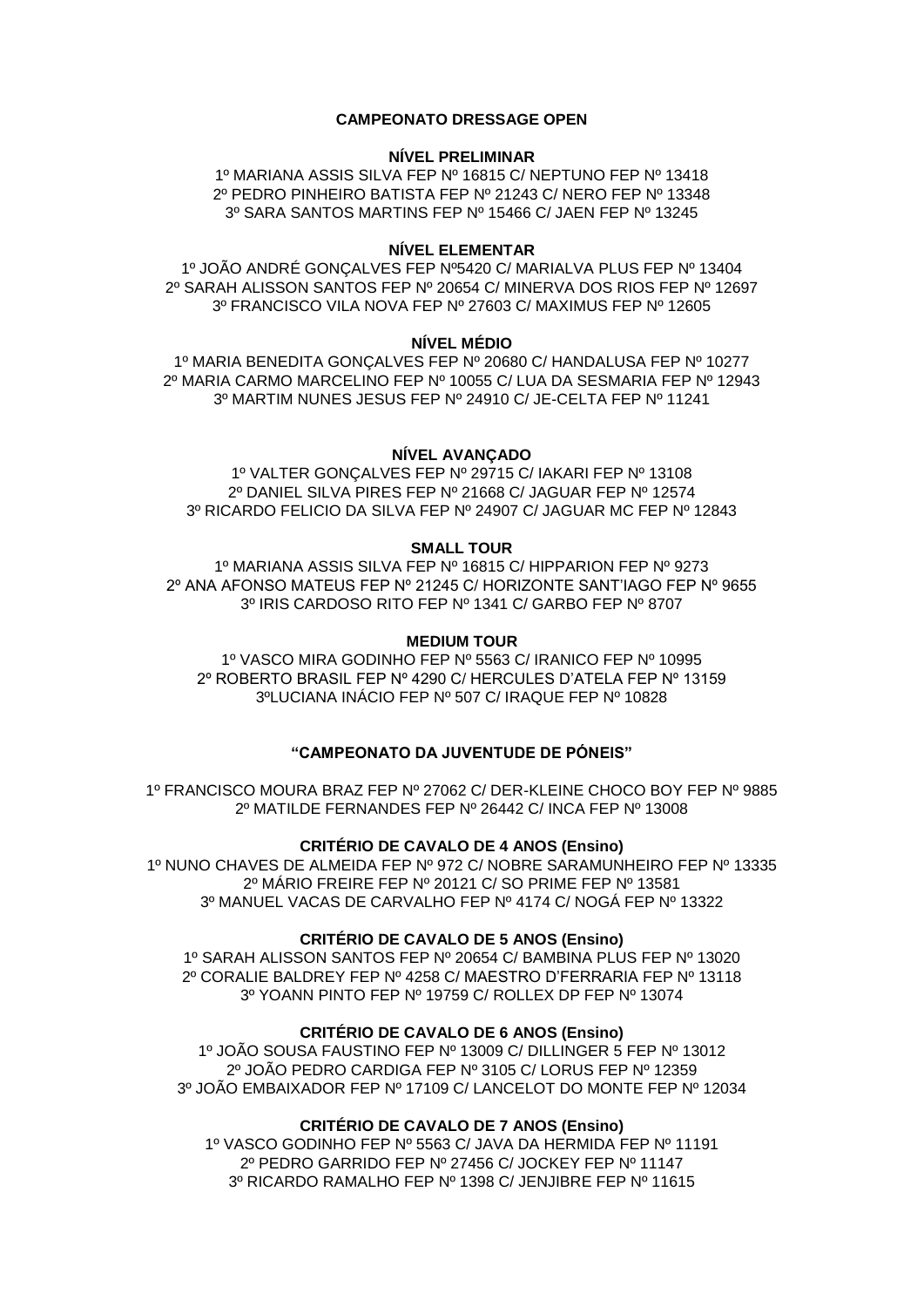## CAMPEONATO DRESSAGE OPEN

### NÍVEL PRELIMINAR

1º MARIANA ASSIS SILVA FEP Nº 16815 C/ NEPTUNO FEP Nº 13418
2º PEDRO PINHEIRO BATISTA FEP Nº 21243 C/ NERO FEP Nº 13348
3º SARA SANTOS MARTINS FEP Nº 15466 C/ JAEN FEP Nº 13245

### NÍVEL ELEMENTAR

1º JOÃO ANDRÉ GONÇALVES FEP Nº5420 C/ MARIALVA PLUS FEP Nº 13404
2º SARAH ALISSON SANTOS FEP Nº 20654 C/ MINERVA DOS RIOS FEP Nº 12697
3º FRANCISCO VILA NOVA FEP Nº 27603 C/ MAXIMUS FEP Nº 12605

### NÍVEL MÉDIO

1º MARIA BENEDITA GONÇALVES FEP Nº 20680 C/ HANDALUSA FEP Nº 10277
2º MARIA CARMO MARCELINO FEP Nº 10055 C/ LUA DA SESMARIA FEP Nº 12943
3º MARTIM NUNES JESUS FEP Nº 24910 C/ JE-CELTA FEP Nº 11241

### NÍVEL AVANÇADO

1º VALTER GONÇALVES FEP Nº 29715 C/ IAKARI FEP Nº 13108
2º DANIEL SILVA PIRES FEP Nº 21668 C/ JAGUAR FEP Nº 12574
3º RICARDO FELICIO DA SILVA FEP Nº 24907 C/ JAGUAR MC FEP Nº 12843

### SMALL TOUR

1º MARIANA ASSIS SILVA FEP Nº 16815 C/ HIPPARION FEP Nº 9273
2º ANA AFONSO MATEUS FEP Nº 21245 C/ HORIZONTE SANT'IAGO FEP Nº 9655
3º IRIS CARDOSO RITO FEP Nº 1341 C/ GARBO FEP Nº 8707

### MEDIUM TOUR

1º VASCO MIRA GODINHO FEP Nº 5563 C/ IRANICO FEP Nº 10995
2º ROBERTO BRASIL FEP Nº 4290 C/ HERCULES D'ATELA FEP Nº 13159
3ºLUCIANA INÁCIO FEP Nº 507 C/ IRAQUE FEP Nº 10828

## "CAMPEONATO DA JUVENTUDE DE PÓNEIS"

1º FRANCISCO MOURA BRAZ FEP Nº 27062 C/ DER-KLEINE CHOCO BOY FEP Nº 9885
2º MATILDE FERNANDES FEP Nº 26442 C/ INCA FEP Nº 13008

### CRITÉRIO DE CAVALO DE 4 ANOS (Ensino)

1º NUNO CHAVES DE ALMEIDA FEP Nº 972 C/ NOBRE SARAMUNHEIRO FEP Nº 13335
2º MÁRIO FREIRE FEP Nº 20121 C/ SO PRIME FEP Nº 13581
3º MANUEL VACAS DE CARVALHO FEP Nº 4174 C/ NOGÁ FEP Nº 13322

### CRITÉRIO DE CAVALO DE 5 ANOS (Ensino)

1º SARAH ALISSON SANTOS FEP Nº 20654 C/ BAMBINA PLUS FEP Nº 13020
2º CORALIE BALDREY FEP Nº 4258 C/ MAESTRO D'FERRARIA FEP Nº 13118
3º YOANN PINTO FEP Nº 19759 C/ ROLLEX DP FEP Nº 13074

### CRITÉRIO DE CAVALO DE 6 ANOS (Ensino)

1º JOÃO SOUSA FAUSTINO FEP Nº 13009 C/ DILLINGER 5 FEP Nº 13012
2º JOÃO PEDRO CARDIGA FEP Nº 3105 C/ LORUS FEP Nº 12359
3º JOÃO EMBAIXADOR FEP Nº 17109 C/ LANCELOT DO MONTE FEP Nº 12034

### CRITÉRIO DE CAVALO DE 7 ANOS (Ensino)

1º VASCO GODINHO FEP Nº 5563 C/ JAVA DA HERMIDA FEP Nº 11191
2º PEDRO GARRIDO FEP Nº 27456 C/ JOCKEY FEP Nº 11147
3º RICARDO RAMALHO FEP Nº 1398 C/ JENJIBRE FEP Nº 11615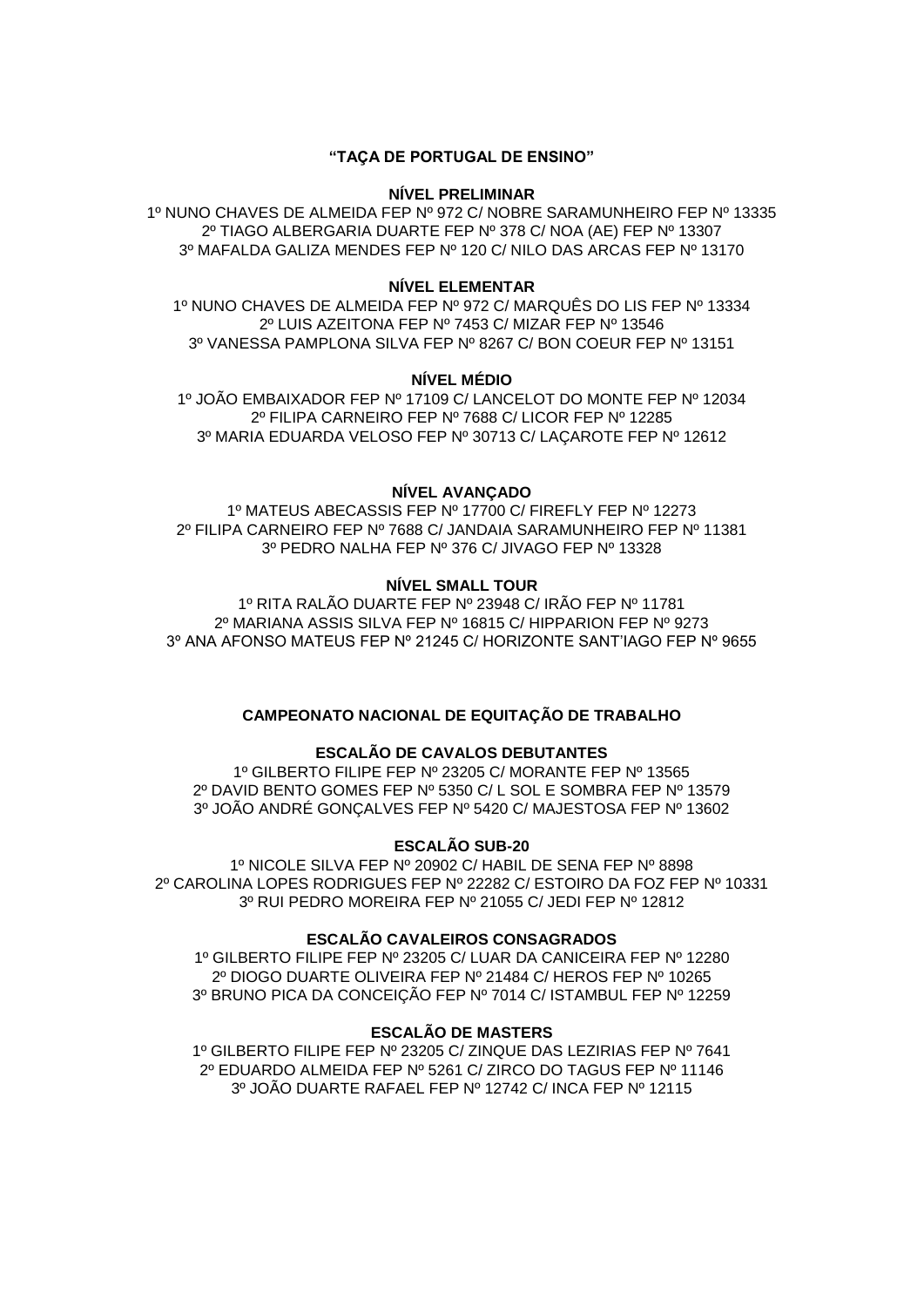## "TAÇA DE PORTUGAL DE ENSINO"

### NÍVEL PRELIMINAR

1º NUNO CHAVES DE ALMEIDA FEP Nº 972 C/ NOBRE SARAMUNHEIRO FEP Nº 13335
2º TIAGO ALBERGARIA DUARTE FEP Nº 378 C/ NOA (AE) FEP Nº 13307
3º MAFALDA GALIZA MENDES FEP Nº 120 C/ NILO DAS ARCAS FEP Nº 13170

### NÍVEL ELEMENTAR

1º NUNO CHAVES DE ALMEIDA FEP Nº 972 C/ MARQUÊS DO LIS FEP Nº 13334
2º LUIS AZEITONA FEP Nº 7453 C/ MIZAR FEP Nº 13546
3º VANESSA PAMPLONA SILVA FEP Nº 8267 C/ BON COEUR FEP Nº 13151

### NÍVEL MÉDIO

1º JOÃO EMBAIXADOR FEP Nº 17109 C/ LANCELOT DO MONTE FEP Nº 12034
2º FILIPA CARNEIRO FEP Nº 7688 C/ LICOR FEP Nº 12285
3º MARIA EDUARDA VELOSO FEP Nº 30713 C/ LAÇAROTE FEP Nº 12612

### NÍVEL AVANÇADO

1º MATEUS ABECASSIS FEP Nº 17700 C/ FIREFLY FEP Nº 12273
2º FILIPA CARNEIRO FEP Nº 7688 C/ JANDAIA SARAMUNHEIRO FEP Nº 11381
3º PEDRO NALHA FEP Nº 376 C/ JIVAGO FEP Nº 13328

### NÍVEL SMALL TOUR

1º RITA RALÃO DUARTE FEP Nº 23948 C/ IRÃO FEP Nº 11781
2º MARIANA ASSIS SILVA FEP Nº 16815 C/ HIPPARION FEP Nº 9273
3º ANA AFONSO MATEUS FEP Nº 21245 C/ HORIZONTE SANT'IAGO FEP Nº 9655

## CAMPEONATO NACIONAL DE EQUITAÇÃO DE TRABALHO

### ESCALÃO DE CAVALOS DEBUTANTES

1º GILBERTO FILIPE FEP Nº 23205 C/ MORANTE FEP Nº 13565
2º DAVID BENTO GOMES FEP Nº 5350 C/ L SOL E SOMBRA FEP Nº 13579
3º JOÃO ANDRÉ GONÇALVES FEP Nº 5420 C/ MAJESTOSA FEP Nº 13602

### ESCALÃO SUB-20

1º NICOLE SILVA FEP Nº 20902 C/ HABIL DE SENA FEP Nº 8898
2º CAROLINA LOPES RODRIGUES FEP Nº 22282 C/ ESTOIRO DA FOZ FEP Nº 10331
3º RUI PEDRO MOREIRA FEP Nº 21055 C/ JEDI FEP Nº 12812

### ESCALÃO CAVALEIROS CONSAGRADOS

1º GILBERTO FILIPE FEP Nº 23205 C/ LUAR DA CANICEIRA FEP Nº 12280
2º DIOGO DUARTE OLIVEIRA FEP Nº 21484 C/ HEROS FEP Nº 10265
3º BRUNO PICA DA CONCEIÇÃO FEP Nº 7014 C/ ISTAMBUL FEP Nº 12259

### ESCALÃO DE MASTERS

1º GILBERTO FILIPE FEP Nº 23205 C/ ZINQUE DAS LEZIRIAS FEP Nº 7641
2º EDUARDO ALMEIDA FEP Nº 5261 C/ ZIRCO DO TAGUS FEP Nº 11146
3º JOÃO DUARTE RAFAEL FEP Nº 12742 C/ INCA FEP Nº 12115